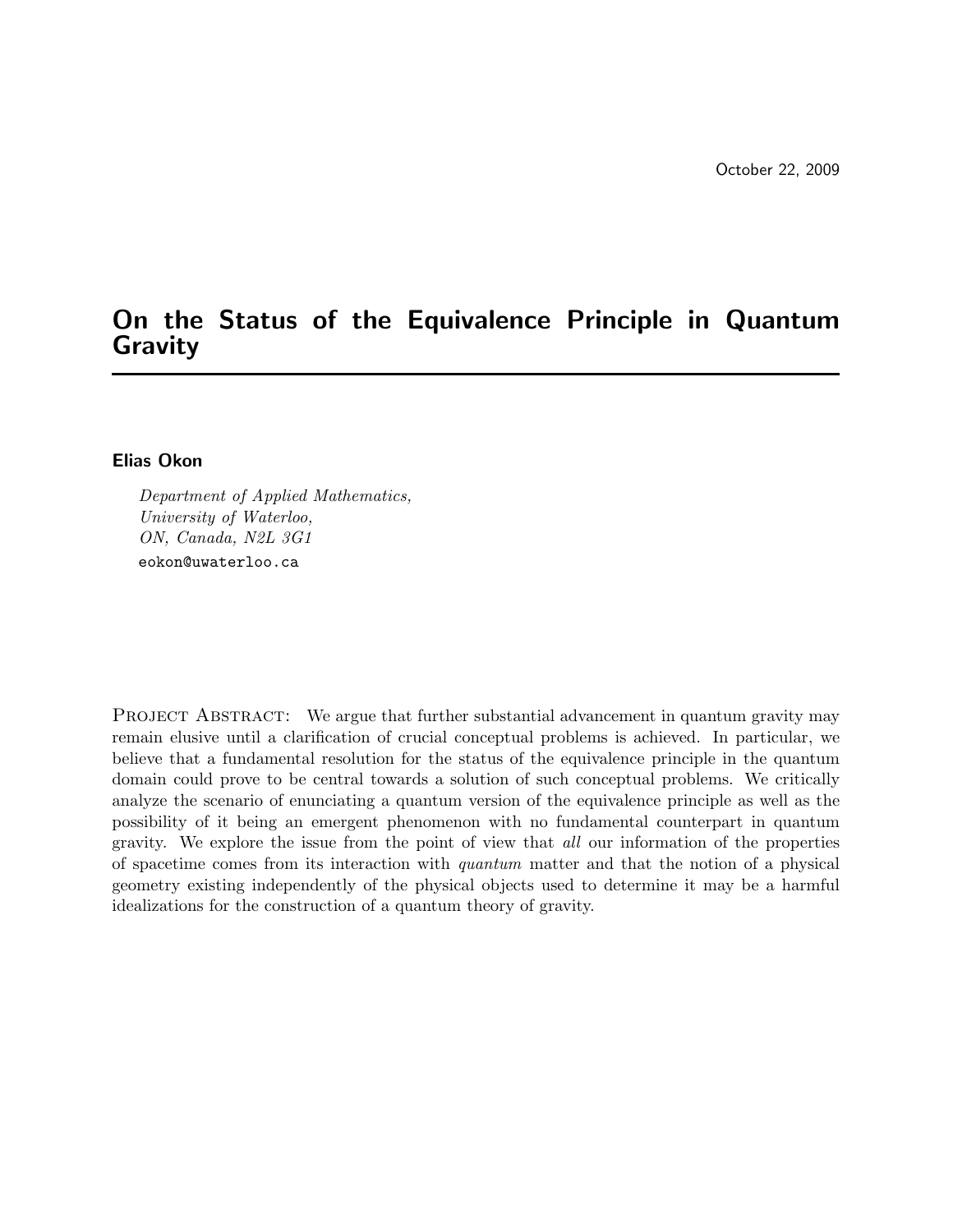October 22, 2009

# On the Status of the Equivalence Principle in Quantum Gravity

**Elias Okon**

*Department of Applied Mathematics,*
*University of Waterloo,*
*ON, Canada, N2L 3G1*
eokon@uwaterloo.ca

PROJECT ABSTRACT: We argue that further substantial advancement in quantum gravity may remain elusive until a clarification of crucial conceptual problems is achieved. In particular, we believe that a fundamental resolution for the status of the equivalence principle in the quantum domain could prove to be central towards a solution of such conceptual problems. We critically analyze the scenario of enunciating a quantum version of the equivalence principle as well as the possibility of it being an emergent phenomenon with no fundamental counterpart in quantum gravity. We explore the issue from the point of view that *all* our information of the properties of spacetime comes from its interaction with *quantum* matter and that the notion of a physical geometry existing independently of the physical objects used to determine it may be a harmful idealizations for the construction of a quantum theory of gravity.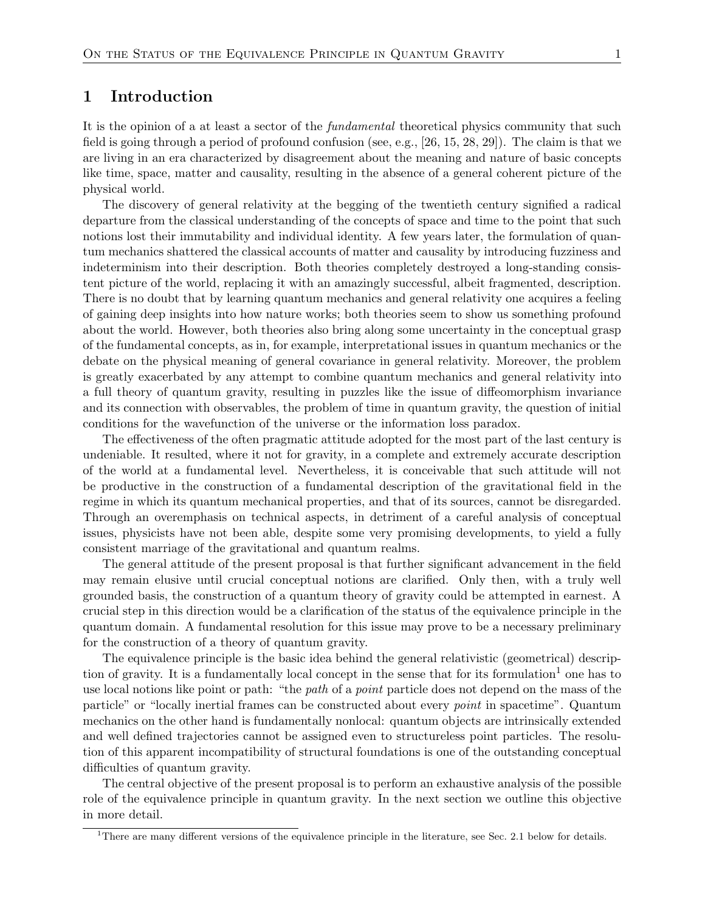## 1 Introduction

It is the opinion of a at least a sector of the *fundamental* theoretical physics community that such field is going through a period of profound confusion (see, e.g., [26, 15, 28, 29]). The claim is that we are living in an era characterized by disagreement about the meaning and nature of basic concepts like time, space, matter and causality, resulting in the absence of a general coherent picture of the physical world.

The discovery of general relativity at the begging of the twentieth century signified a radical departure from the classical understanding of the concepts of space and time to the point that such notions lost their immutability and individual identity. A few years later, the formulation of quantum mechanics shattered the classical accounts of matter and causality by introducing fuzziness and indeterminism into their description. Both theories completely destroyed a long-standing consistent picture of the world, replacing it with an amazingly successful, albeit fragmented, description. There is no doubt that by learning quantum mechanics and general relativity one acquires a feeling of gaining deep insights into how nature works; both theories seem to show us something profound about the world. However, both theories also bring along some uncertainty in the conceptual grasp of the fundamental concepts, as in, for example, interpretational issues in quantum mechanics or the debate on the physical meaning of general covariance in general relativity. Moreover, the problem is greatly exacerbated by any attempt to combine quantum mechanics and general relativity into a full theory of quantum gravity, resulting in puzzles like the issue of diffeomorphism invariance and its connection with observables, the problem of time in quantum gravity, the question of initial conditions for the wavefunction of the universe or the information loss paradox.

The effectiveness of the often pragmatic attitude adopted for the most part of the last century is undeniable. It resulted, where it not for gravity, in a complete and extremely accurate description of the world at a fundamental level. Nevertheless, it is conceivable that such attitude will not be productive in the construction of a fundamental description of the gravitational field in the regime in which its quantum mechanical properties, and that of its sources, cannot be disregarded. Through an overemphasis on technical aspects, in detriment of a careful analysis of conceptual issues, physicists have not been able, despite some very promising developments, to yield a fully consistent marriage of the gravitational and quantum realms.

The general attitude of the present proposal is that further significant advancement in the field may remain elusive until crucial conceptual notions are clarified. Only then, with a truly well grounded basis, the construction of a quantum theory of gravity could be attempted in earnest. A crucial step in this direction would be a clarification of the status of the equivalence principle in the quantum domain. A fundamental resolution for this issue may prove to be a necessary preliminary for the construction of a theory of quantum gravity.

The equivalence principle is the basic idea behind the general relativistic (geometrical) description of gravity. It is a fundamentally local concept in the sense that for its formulation[1] one has to use local notions like point or path: "the *path* of a *point* particle does not depend on the mass of the particle" or "locally inertial frames can be constructed about every *point* in spacetime". Quantum mechanics on the other hand is fundamentally nonlocal: quantum objects are intrinsically extended and well defined trajectories cannot be assigned even to structureless point particles. The resolution of this apparent incompatibility of structural foundations is one of the outstanding conceptual difficulties of quantum gravity.

The central objective of the present proposal is to perform an exhaustive analysis of the possible role of the equivalence principle in quantum gravity. In the next section we outline this objective in more detail.

[1] There are many different versions of the equivalence principle in the literature, see Sec. 2.1 below for details.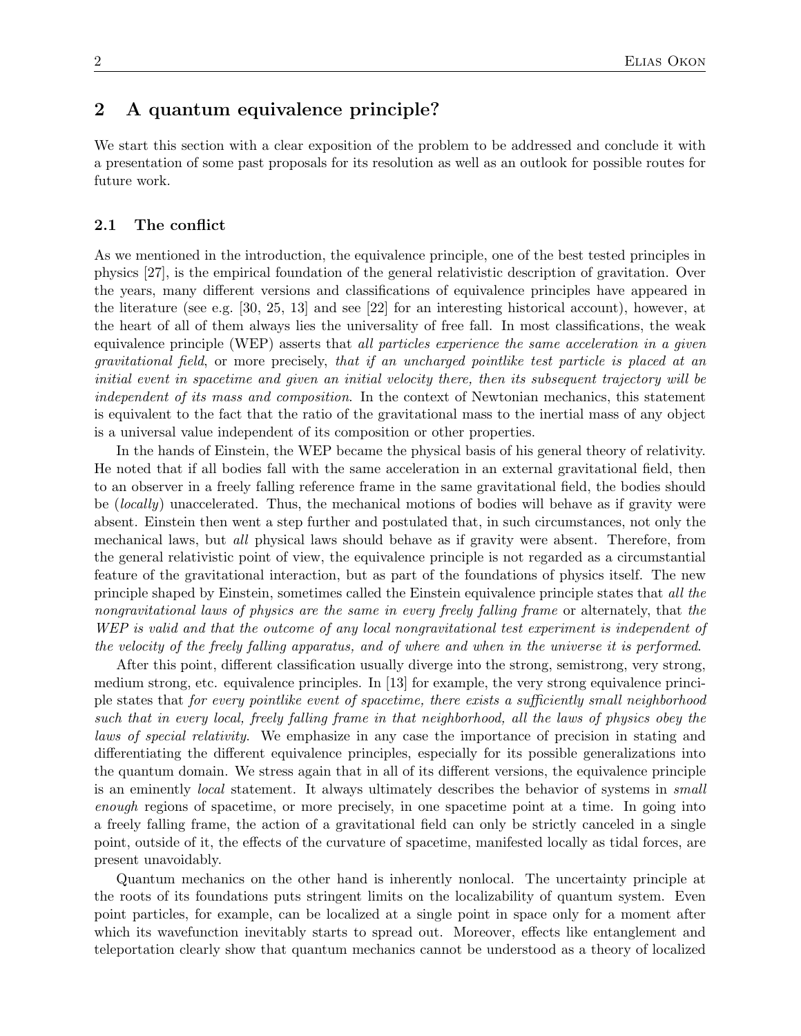## 2 A quantum equivalence principle?

We start this section with a clear exposition of the problem to be addressed and conclude it with a presentation of some past proposals for its resolution as well as an outlook for possible routes for future work.

### 2.1 The conflict

As we mentioned in the introduction, the equivalence principle, one of the best tested principles in physics [27], is the empirical foundation of the general relativistic description of gravitation. Over the years, many different versions and classifications of equivalence principles have appeared in the literature (see e.g. [30, 25, 13] and see [22] for an interesting historical account), however, at the heart of all of them always lies the universality of free fall. In most classifications, the weak equivalence principle (WEP) asserts that *all particles experience the same acceleration in a given gravitational field*, or more precisely, *that if an uncharged pointlike test particle is placed at an initial event in spacetime and given an initial velocity there, then its subsequent trajectory will be independent of its mass and composition*. In the context of Newtonian mechanics, this statement is equivalent to the fact that the ratio of the gravitational mass to the inertial mass of any object is a universal value independent of its composition or other properties.

In the hands of Einstein, the WEP became the physical basis of his general theory of relativity. He noted that if all bodies fall with the same acceleration in an external gravitational field, then to an observer in a freely falling reference frame in the same gravitational field, the bodies should be (*locally*) unaccelerated. Thus, the mechanical motions of bodies will behave as if gravity were absent. Einstein then went a step further and postulated that, in such circumstances, not only the mechanical laws, but *all* physical laws should behave as if gravity were absent. Therefore, from the general relativistic point of view, the equivalence principle is not regarded as a circumstantial feature of the gravitational interaction, but as part of the foundations of physics itself. The new principle shaped by Einstein, sometimes called the Einstein equivalence principle states that *all the nongravitational laws of physics are the same in every freely falling frame* or alternately, that *the WEP is valid and that the outcome of any local nongravitational test experiment is independent of the velocity of the freely falling apparatus, and of where and when in the universe it is performed*.

After this point, different classification usually diverge into the strong, semistrong, very strong, medium strong, etc. equivalence principles. In [13] for example, the very strong equivalence principle states that *for every pointlike event of spacetime, there exists a sufficiently small neighborhood such that in every local, freely falling frame in that neighborhood, all the laws of physics obey the laws of special relativity*. We emphasize in any case the importance of precision in stating and differentiating the different equivalence principles, especially for its possible generalizations into the quantum domain. We stress again that in all of its different versions, the equivalence principle is an eminently *local* statement. It always ultimately describes the behavior of systems in *small enough* regions of spacetime, or more precisely, in one spacetime point at a time. In going into a freely falling frame, the action of a gravitational field can only be strictly canceled in a single point, outside of it, the effects of the curvature of spacetime, manifested locally as tidal forces, are present unavoidably.

Quantum mechanics on the other hand is inherently nonlocal. The uncertainty principle at the roots of its foundations puts stringent limits on the localizability of quantum system. Even point particles, for example, can be localized at a single point in space only for a moment after which its wavefunction inevitably starts to spread out. Moreover, effects like entanglement and teleportation clearly show that quantum mechanics cannot be understood as a theory of localized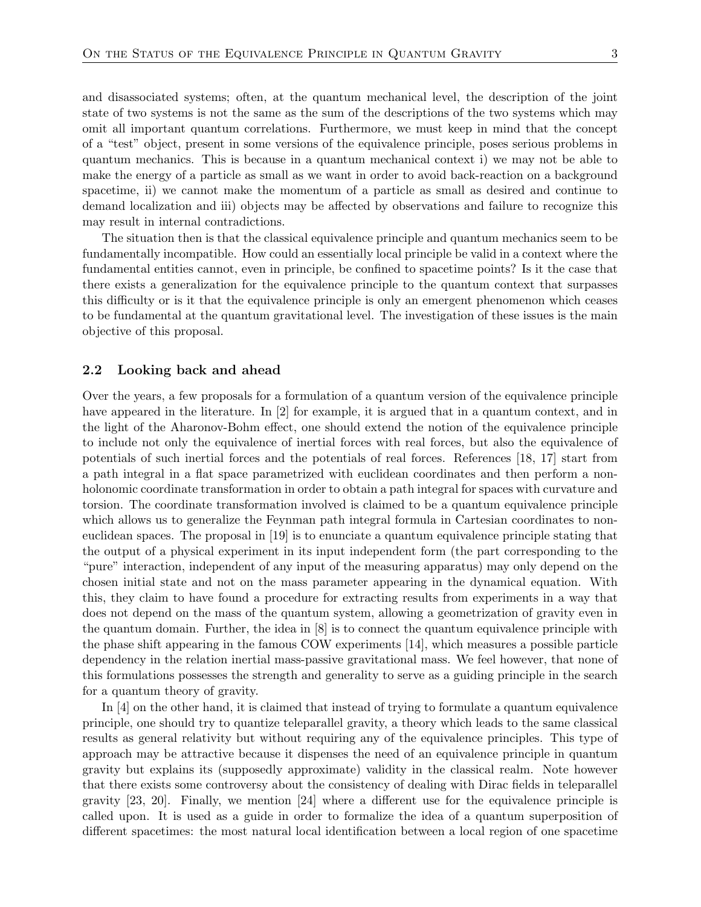and disassociated systems; often, at the quantum mechanical level, the description of the joint state of two systems is not the same as the sum of the descriptions of the two systems which may omit all important quantum correlations. Furthermore, we must keep in mind that the concept of a "test" object, present in some versions of the equivalence principle, poses serious problems in quantum mechanics. This is because in a quantum mechanical context i) we may not be able to make the energy of a particle as small as we want in order to avoid back-reaction on a background spacetime, ii) we cannot make the momentum of a particle as small as desired and continue to demand localization and iii) objects may be affected by observations and failure to recognize this may result in internal contradictions.

The situation then is that the classical equivalence principle and quantum mechanics seem to be fundamentally incompatible. How could an essentially local principle be valid in a context where the fundamental entities cannot, even in principle, be confined to spacetime points? Is it the case that there exists a generalization for the equivalence principle to the quantum context that surpasses this difficulty or is it that the equivalence principle is only an emergent phenomenon which ceases to be fundamental at the quantum gravitational level. The investigation of these issues is the main objective of this proposal.

### 2.2 Looking back and ahead

Over the years, a few proposals for a formulation of a quantum version of the equivalence principle have appeared in the literature. In [2] for example, it is argued that in a quantum context, and in the light of the Aharonov-Bohm effect, one should extend the notion of the equivalence principle to include not only the equivalence of inertial forces with real forces, but also the equivalence of potentials of such inertial forces and the potentials of real forces. References [18, 17] start from a path integral in a flat space parametrized with euclidean coordinates and then perform a non-holonomic coordinate transformation in order to obtain a path integral for spaces with curvature and torsion. The coordinate transformation involved is claimed to be a quantum equivalence principle which allows us to generalize the Feynman path integral formula in Cartesian coordinates to non-euclidean spaces. The proposal in [19] is to enunciate a quantum equivalence principle stating that the output of a physical experiment in its input independent form (the part corresponding to the "pure" interaction, independent of any input of the measuring apparatus) may only depend on the chosen initial state and not on the mass parameter appearing in the dynamical equation. With this, they claim to have found a procedure for extracting results from experiments in a way that does not depend on the mass of the quantum system, allowing a geometrization of gravity even in the quantum domain. Further, the idea in [8] is to connect the quantum equivalence principle with the phase shift appearing in the famous COW experiments [14], which measures a possible particle dependency in the relation inertial mass-passive gravitational mass. We feel however, that none of this formulations possesses the strength and generality to serve as a guiding principle in the search for a quantum theory of gravity.

In [4] on the other hand, it is claimed that instead of trying to formulate a quantum equivalence principle, one should try to quantize teleparallel gravity, a theory which leads to the same classical results as general relativity but without requiring any of the equivalence principles. This type of approach may be attractive because it dispenses the need of an equivalence principle in quantum gravity but explains its (supposedly approximate) validity in the classical realm. Note however that there exists some controversy about the consistency of dealing with Dirac fields in teleparallel gravity [23, 20]. Finally, we mention [24] where a different use for the equivalence principle is called upon. It is used as a guide in order to formalize the idea of a quantum superposition of different spacetimes: the most natural local identification between a local region of one spacetime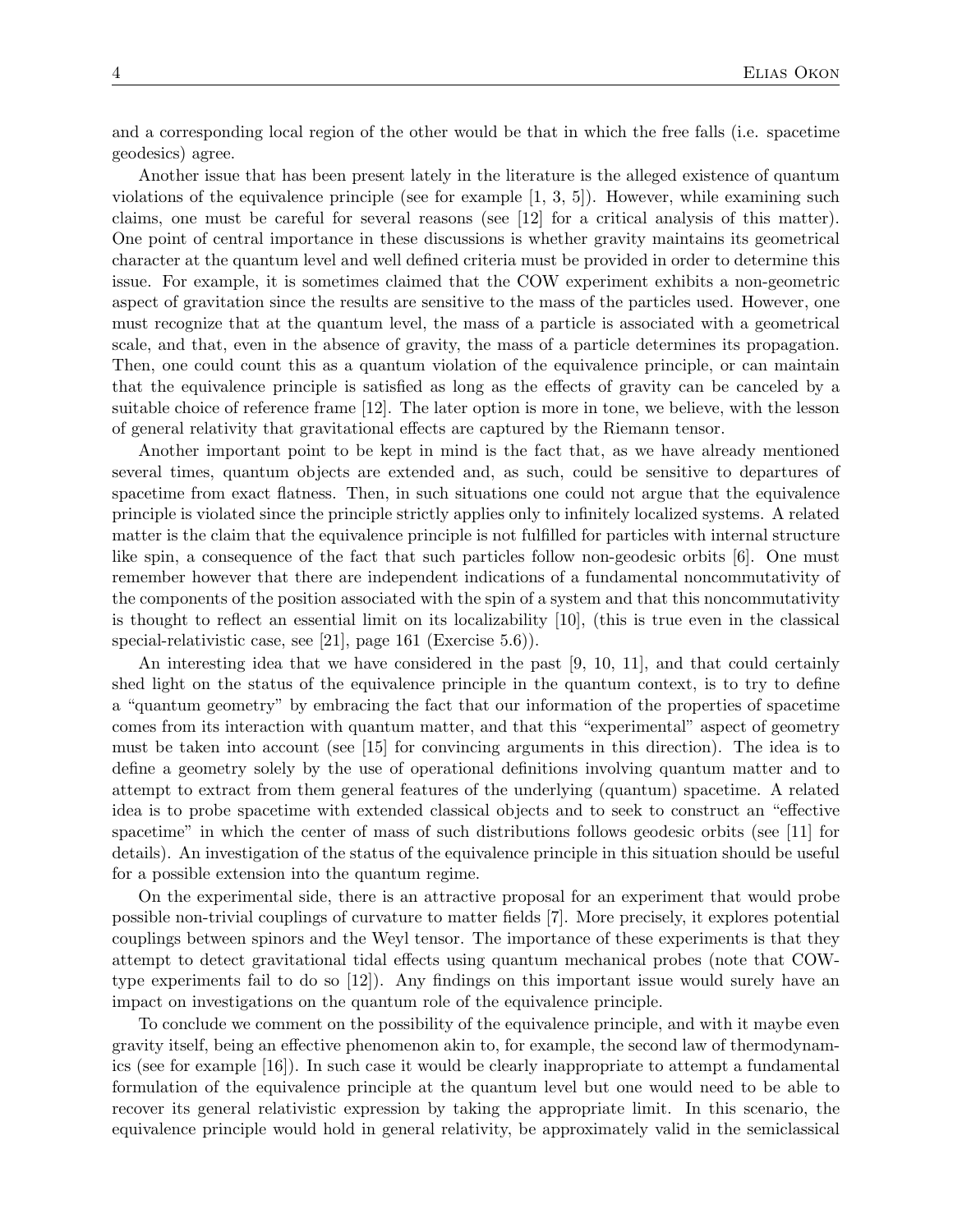and a corresponding local region of the other would be that in which the free falls (i.e. spacetime geodesics) agree.

Another issue that has been present lately in the literature is the alleged existence of quantum violations of the equivalence principle (see for example [1, 3, 5]). However, while examining such claims, one must be careful for several reasons (see [12] for a critical analysis of this matter). One point of central importance in these discussions is whether gravity maintains its geometrical character at the quantum level and well defined criteria must be provided in order to determine this issue. For example, it is sometimes claimed that the COW experiment exhibits a non-geometric aspect of gravitation since the results are sensitive to the mass of the particles used. However, one must recognize that at the quantum level, the mass of a particle is associated with a geometrical scale, and that, even in the absence of gravity, the mass of a particle determines its propagation. Then, one could count this as a quantum violation of the equivalence principle, or can maintain that the equivalence principle is satisfied as long as the effects of gravity can be canceled by a suitable choice of reference frame [12]. The later option is more in tone, we believe, with the lesson of general relativity that gravitational effects are captured by the Riemann tensor.

Another important point to be kept in mind is the fact that, as we have already mentioned several times, quantum objects are extended and, as such, could be sensitive to departures of spacetime from exact flatness. Then, in such situations one could not argue that the equivalence principle is violated since the principle strictly applies only to infinitely localized systems. A related matter is the claim that the equivalence principle is not fulfilled for particles with internal structure like spin, a consequence of the fact that such particles follow non-geodesic orbits [6]. One must remember however that there are independent indications of a fundamental noncommutativity of the components of the position associated with the spin of a system and that this noncommutativity is thought to reflect an essential limit on its localizability [10], (this is true even in the classical special-relativistic case, see [21], page 161 (Exercise 5.6)).

An interesting idea that we have considered in the past [9, 10, 11], and that could certainly shed light on the status of the equivalence principle in the quantum context, is to try to define a "quantum geometry" by embracing the fact that our information of the properties of spacetime comes from its interaction with quantum matter, and that this "experimental" aspect of geometry must be taken into account (see [15] for convincing arguments in this direction). The idea is to define a geometry solely by the use of operational definitions involving quantum matter and to attempt to extract from them general features of the underlying (quantum) spacetime. A related idea is to probe spacetime with extended classical objects and to seek to construct an "effective spacetime" in which the center of mass of such distributions follows geodesic orbits (see [11] for details). An investigation of the status of the equivalence principle in this situation should be useful for a possible extension into the quantum regime.

On the experimental side, there is an attractive proposal for an experiment that would probe possible non-trivial couplings of curvature to matter fields [7]. More precisely, it explores potential couplings between spinors and the Weyl tensor. The importance of these experiments is that they attempt to detect gravitational tidal effects using quantum mechanical probes (note that COW-type experiments fail to do so [12]). Any findings on this important issue would surely have an impact on investigations on the quantum role of the equivalence principle.

To conclude we comment on the possibility of the equivalence principle, and with it maybe even gravity itself, being an effective phenomenon akin to, for example, the second law of thermodynamics (see for example [16]). In such case it would be clearly inappropriate to attempt a fundamental formulation of the equivalence principle at the quantum level but one would need to be able to recover its general relativistic expression by taking the appropriate limit. In this scenario, the equivalence principle would hold in general relativity, be approximately valid in the semiclassical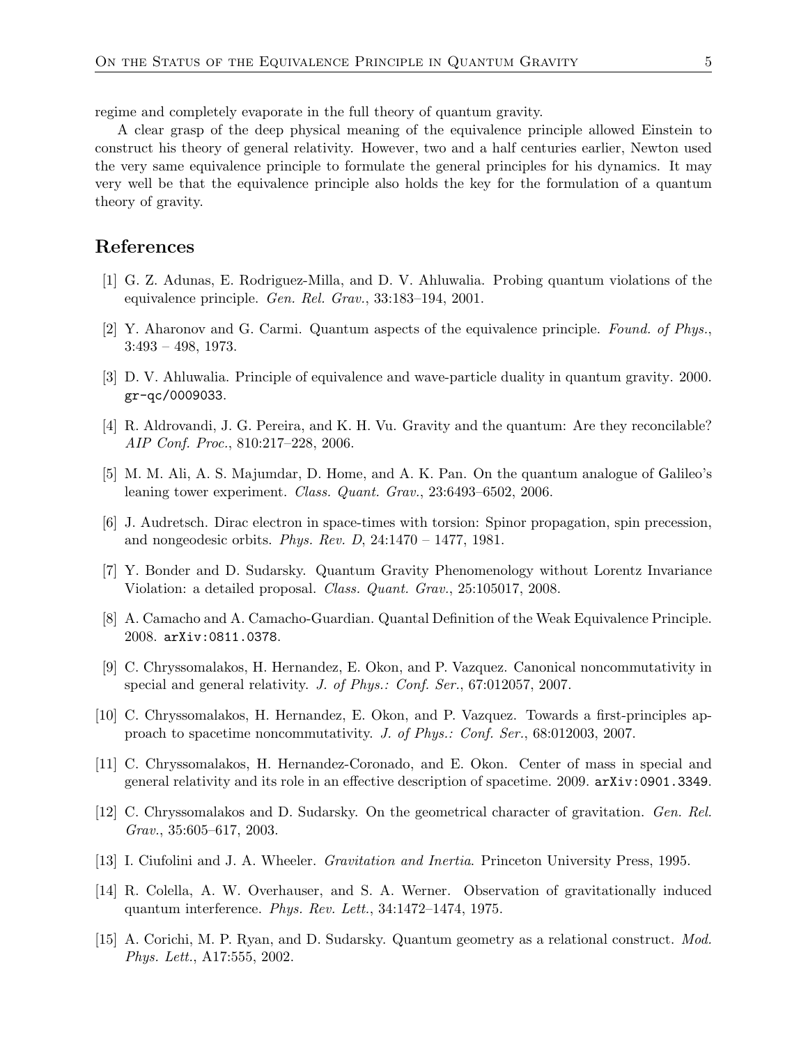regime and completely evaporate in the full theory of quantum gravity.

A clear grasp of the deep physical meaning of the equivalence principle allowed Einstein to construct his theory of general relativity. However, two and a half centuries earlier, Newton used the very same equivalence principle to formulate the general principles for his dynamics. It may very well be that the equivalence principle also holds the key for the formulation of a quantum theory of gravity.

## References

[1] G. Z. Adunas, E. Rodriguez-Milla, and D. V. Ahluwalia. Probing quantum violations of the equivalence principle. *Gen. Rel. Grav.*, 33:183–194, 2001.

[2] Y. Aharonov and G. Carmi. Quantum aspects of the equivalence principle. *Found. of Phys.*, 3:493 – 498, 1973.

[3] D. V. Ahluwalia. Principle of equivalence and wave-particle duality in quantum gravity. 2000. `gr-qc/0009033`.

[4] R. Aldrovandi, J. G. Pereira, and K. H. Vu. Gravity and the quantum: Are they reconcilable? *AIP Conf. Proc.*, 810:217–228, 2006.

[5] M. M. Ali, A. S. Majumdar, D. Home, and A. K. Pan. On the quantum analogue of Galileo's leaning tower experiment. *Class. Quant. Grav.*, 23:6493–6502, 2006.

[6] J. Audretsch. Dirac electron in space-times with torsion: Spinor propagation, spin precession, and nongeodesic orbits. *Phys. Rev. D*, 24:1470 – 1477, 1981.

[7] Y. Bonder and D. Sudarsky. Quantum Gravity Phenomenology without Lorentz Invariance Violation: a detailed proposal. *Class. Quant. Grav.*, 25:105017, 2008.

[8] A. Camacho and A. Camacho-Guardian. Quantal Definition of the Weak Equivalence Principle. 2008. `arXiv:0811.0378`.

[9] C. Chryssomalakos, H. Hernandez, E. Okon, and P. Vazquez. Canonical noncommutativity in special and general relativity. *J. of Phys.: Conf. Ser.*, 67:012057, 2007.

[10] C. Chryssomalakos, H. Hernandez, E. Okon, and P. Vazquez. Towards a first-principles approach to spacetime noncommutativity. *J. of Phys.: Conf. Ser.*, 68:012003, 2007.

[11] C. Chryssomalakos, H. Hernandez-Coronado, and E. Okon. Center of mass in special and general relativity and its role in an effective description of spacetime. 2009. `arXiv:0901.3349`.

[12] C. Chryssomalakos and D. Sudarsky. On the geometrical character of gravitation. *Gen. Rel. Grav.*, 35:605–617, 2003.

[13] I. Ciufolini and J. A. Wheeler. *Gravitation and Inertia*. Princeton University Press, 1995.

[14] R. Colella, A. W. Overhauser, and S. A. Werner. Observation of gravitationally induced quantum interference. *Phys. Rev. Lett.*, 34:1472–1474, 1975.

[15] A. Corichi, M. P. Ryan, and D. Sudarsky. Quantum geometry as a relational construct. *Mod. Phys. Lett.*, A17:555, 2002.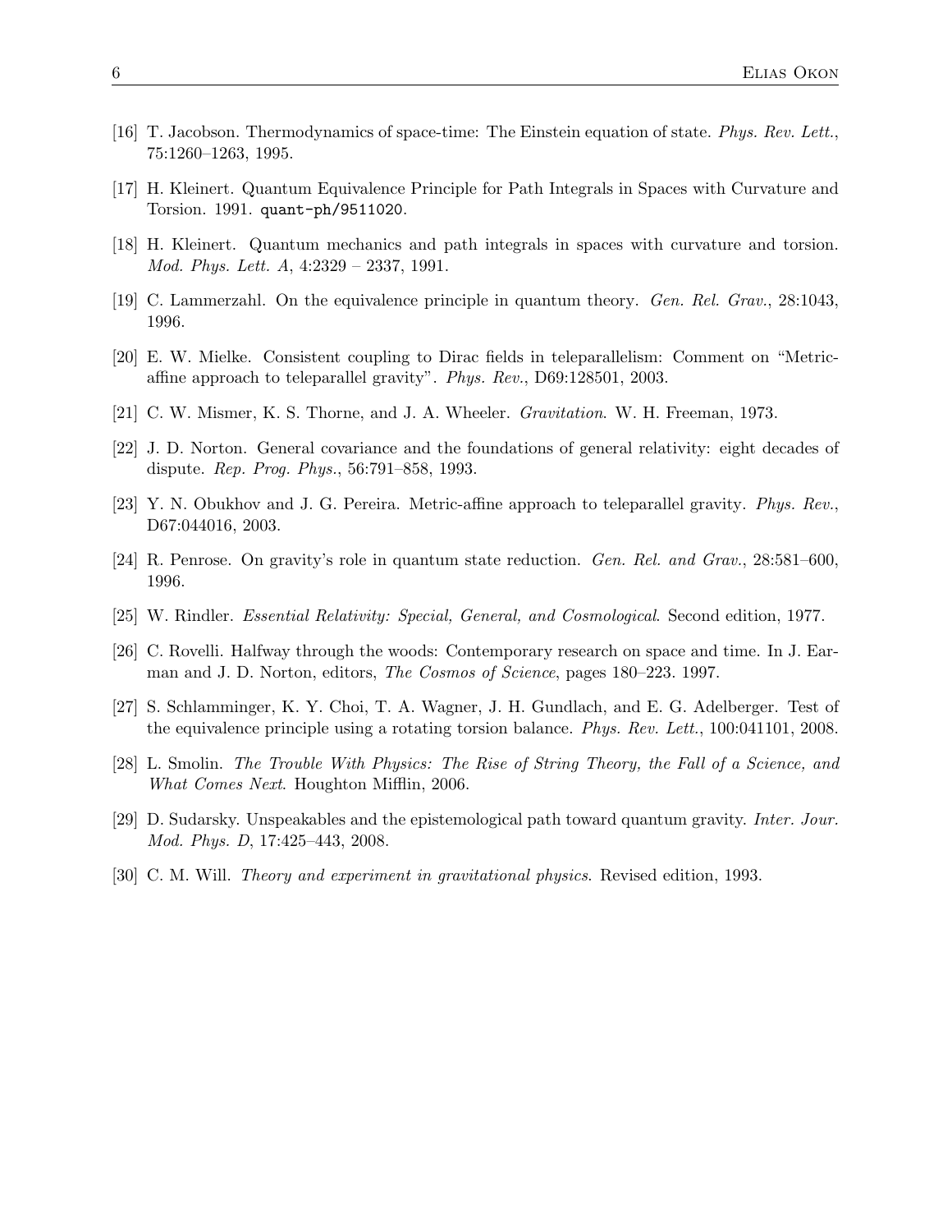[16] T. Jacobson. Thermodynamics of space-time: The Einstein equation of state. *Phys. Rev. Lett.*, 75:1260–1263, 1995.

[17] H. Kleinert. Quantum Equivalence Principle for Path Integrals in Spaces with Curvature and Torsion. 1991. `quant-ph/9511020`.

[18] H. Kleinert. Quantum mechanics and path integrals in spaces with curvature and torsion. *Mod. Phys. Lett. A*, 4:2329 – 2337, 1991.

[19] C. Lammerzahl. On the equivalence principle in quantum theory. *Gen. Rel. Grav.*, 28:1043, 1996.

[20] E. W. Mielke. Consistent coupling to Dirac fields in teleparallelism: Comment on "Metric-affine approach to teleparallel gravity". *Phys. Rev.*, D69:128501, 2003.

[21] C. W. Mismer, K. S. Thorne, and J. A. Wheeler. *Gravitation*. W. H. Freeman, 1973.

[22] J. D. Norton. General covariance and the foundations of general relativity: eight decades of dispute. *Rep. Prog. Phys.*, 56:791–858, 1993.

[23] Y. N. Obukhov and J. G. Pereira. Metric-affine approach to teleparallel gravity. *Phys. Rev.*, D67:044016, 2003.

[24] R. Penrose. On gravity's role in quantum state reduction. *Gen. Rel. and Grav.*, 28:581–600, 1996.

[25] W. Rindler. *Essential Relativity: Special, General, and Cosmological*. Second edition, 1977.

[26] C. Rovelli. Halfway through the woods: Contemporary research on space and time. In J. Earman and J. D. Norton, editors, *The Cosmos of Science*, pages 180–223. 1997.

[27] S. Schlamminger, K. Y. Choi, T. A. Wagner, J. H. Gundlach, and E. G. Adelberger. Test of the equivalence principle using a rotating torsion balance. *Phys. Rev. Lett.*, 100:041101, 2008.

[28] L. Smolin. *The Trouble With Physics: The Rise of String Theory, the Fall of a Science, and What Comes Next*. Houghton Mifflin, 2006.

[29] D. Sudarsky. Unspeakables and the epistemological path toward quantum gravity. *Inter. Jour. Mod. Phys. D*, 17:425–443, 2008.

[30] C. M. Will. *Theory and experiment in gravitational physics*. Revised edition, 1993.